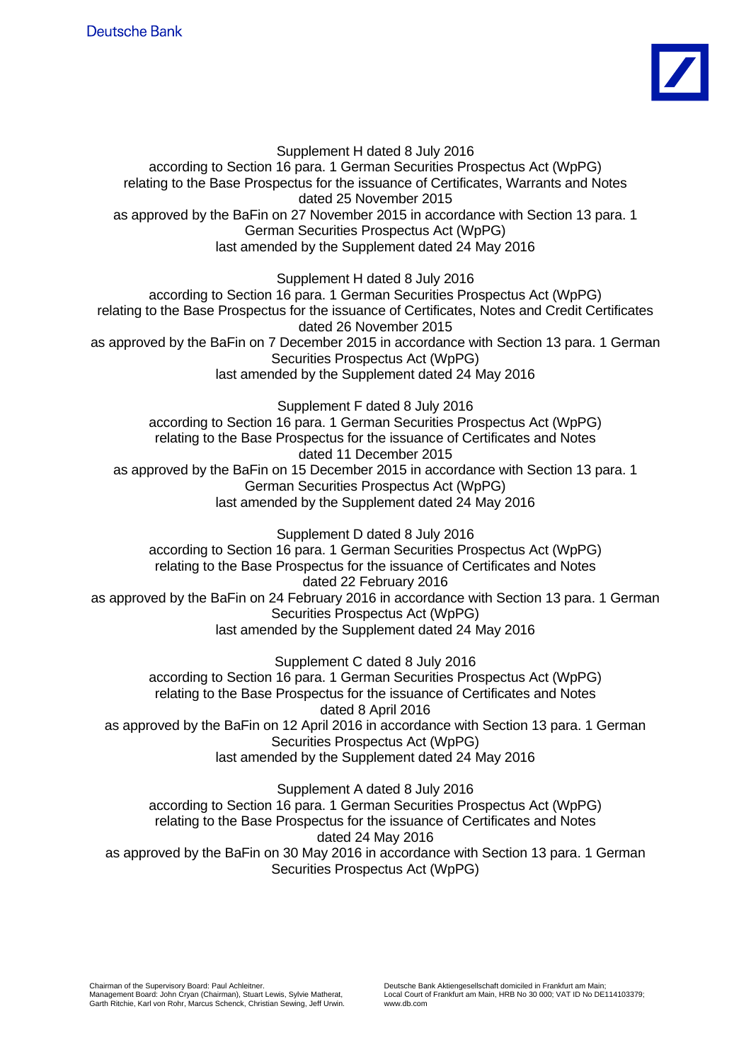Deutsche Bank

Supplement H dated 8 July 2016
according to Section 16 para. 1 German Securities Prospectus Act (WpPG)
relating to the Base Prospectus for the issuance of Certificates, Warrants and Notes
dated 25 November 2015
as approved by the BaFin on 27 November 2015 in accordance with Section 13 para. 1 German Securities Prospectus Act (WpPG)
last amended by the Supplement dated 24 May 2016

Supplement H dated 8 July 2016
according to Section 16 para. 1 German Securities Prospectus Act (WpPG)
relating to the Base Prospectus for the issuance of Certificates, Notes and Credit Certificates
dated 26 November 2015
as approved by the BaFin on 7 December 2015 in accordance with Section 13 para. 1 German Securities Prospectus Act (WpPG)
last amended by the Supplement dated 24 May 2016

Supplement F dated 8 July 2016
according to Section 16 para. 1 German Securities Prospectus Act (WpPG)
relating to the Base Prospectus for the issuance of Certificates and Notes
dated 11 December 2015
as approved by the BaFin on 15 December 2015 in accordance with Section 13 para. 1 German Securities Prospectus Act (WpPG)
last amended by the Supplement dated 24 May 2016

Supplement D dated 8 July 2016
according to Section 16 para. 1 German Securities Prospectus Act (WpPG)
relating to the Base Prospectus for the issuance of Certificates and Notes
dated 22 February 2016
as approved by the BaFin on 24 February 2016 in accordance with Section 13 para. 1 German Securities Prospectus Act (WpPG)
last amended by the Supplement dated 24 May 2016

Supplement C dated 8 July 2016
according to Section 16 para. 1 German Securities Prospectus Act (WpPG)
relating to the Base Prospectus for the issuance of Certificates and Notes
dated 8 April 2016
as approved by the BaFin on 12 April 2016 in accordance with Section 13 para. 1 German Securities Prospectus Act (WpPG)
last amended by the Supplement dated 24 May 2016

Supplement A dated 8 July 2016
according to Section 16 para. 1 German Securities Prospectus Act (WpPG)
relating to the Base Prospectus for the issuance of Certificates and Notes
dated 24 May 2016
as approved by the BaFin on 30 May 2016 in accordance with Section 13 para. 1 German Securities Prospectus Act (WpPG)

Chairman of the Supervisory Board: Paul Achleitner.
Management Board: John Cryan (Chairman), Stuart Lewis, Sylvie Matherat, Garth Ritchie, Karl von Rohr, Marcus Schenck, Christian Sewing, Jeff Urwin.

Deutsche Bank Aktiengesellschaft domiciled in Frankfurt am Main;
Local Court of Frankfurt am Main, HRB No 30 000; VAT ID No DE114103379;
www.db.com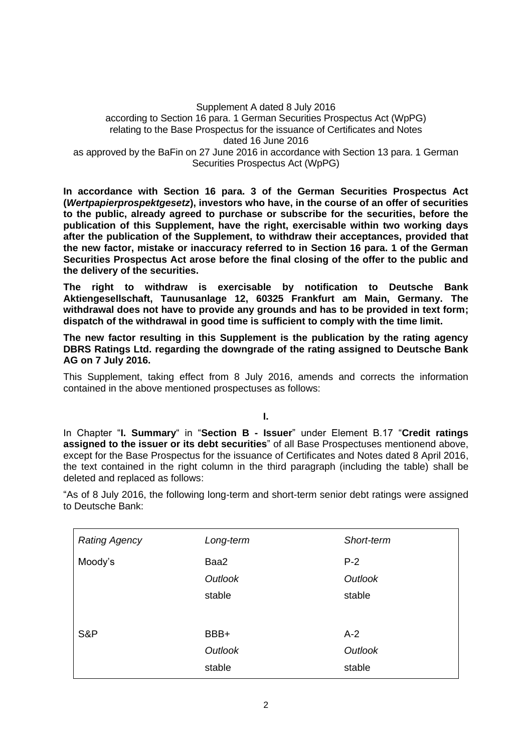Supplement A dated 8 July 2016
according to Section 16 para. 1 German Securities Prospectus Act (WpPG)
relating to the Base Prospectus for the issuance of Certificates and Notes
dated 16 June 2016
as approved by the BaFin on 27 June 2016 in accordance with Section 13 para. 1 German Securities Prospectus Act (WpPG)

**In accordance with Section 16 para. 3 of the German Securities Prospectus Act (*Wertpapierprospektgesetz*), investors who have, in the course of an offer of securities to the public, already agreed to purchase or subscribe for the securities, before the publication of this Supplement, have the right, exercisable within two working days after the publication of the Supplement, to withdraw their acceptances, provided that the new factor, mistake or inaccuracy referred to in Section 16 para. 1 of the German Securities Prospectus Act arose before the final closing of the offer to the public and the delivery of the securities.**

**The right to withdraw is exercisable by notification to Deutsche Bank Aktiengesellschaft, Taunusanlage 12, 60325 Frankfurt am Main, Germany. The withdrawal does not have to provide any grounds and has to be provided in text form; dispatch of the withdrawal in good time is sufficient to comply with the time limit.**

**The new factor resulting in this Supplement is the publication by the rating agency DBRS Ratings Ltd. regarding the downgrade of the rating assigned to Deutsche Bank AG on 7 July 2016.**

This Supplement, taking effect from 8 July 2016, amends and corrects the information contained in the above mentioned prospectuses as follows:

**I.**

In Chapter "**I. Summary**" in "**Section B - Issuer**" under Element B.17 "**Credit ratings assigned to the issuer or its debt securities**" of all Base Prospectuses mentionend above, except for the Base Prospectus for the issuance of Certificates and Notes dated 8 April 2016, the text contained in the right column in the third paragraph (including the table) shall be deleted and replaced as follows:

"As of 8 July 2016, the following long-term and short-term senior debt ratings were assigned to Deutsche Bank:

| *Rating Agency* | *Long-term* | *Short-term* |
|---|---|---|
| Moody's | Baa2<br>*Outlook*<br>stable | P-2<br>*Outlook*<br>stable |
| S&P | BBB+<br>*Outlook*<br>stable | A-2<br>*Outlook*<br>stable |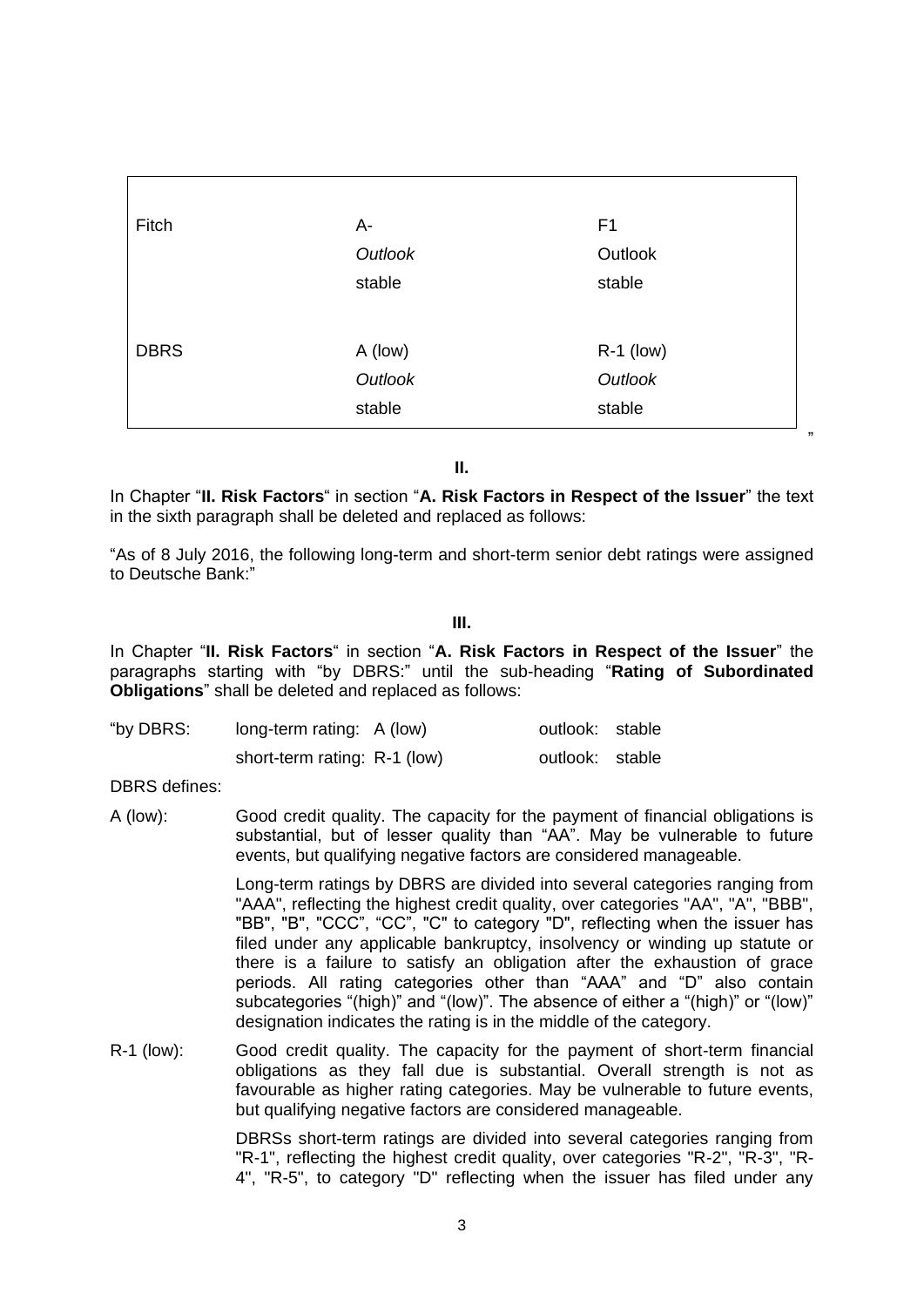| | | |
|---|---|---|
| Fitch | A-<br>*Outlook*<br>stable | F1<br>Outlook<br>stable |
| DBRS | A (low)<br>*Outlook*<br>stable | R-1 (low)<br>*Outlook*<br>stable |

"

**II.**

In Chapter "**II. Risk Factors**" in section "**A. Risk Factors in Respect of the Issuer**" the text in the sixth paragraph shall be deleted and replaced as follows:

"As of 8 July 2016, the following long-term and short-term senior debt ratings were assigned to Deutsche Bank:"

**III.**

In Chapter "**II. Risk Factors**" in section "**A. Risk Factors in Respect of the Issuer**" the paragraphs starting with "by DBRS:" until the sub-heading "**Rating of Subordinated Obligations**" shall be deleted and replaced as follows:

| | | |
|---|---|---|
| "by DBRS: | long-term rating: A (low) | outlook: stable |
| | short-term rating: R-1 (low) | outlook: stable |

DBRS defines:

A (low): Good credit quality. The capacity for the payment of financial obligations is substantial, but of lesser quality than "AA". May be vulnerable to future events, but qualifying negative factors are considered manageable.

Long-term ratings by DBRS are divided into several categories ranging from "AAA", reflecting the highest credit quality, over categories "AA", "A", "BBB", "BB", "B", "CCC", "CC", "C" to category "D", reflecting when the issuer has filed under any applicable bankruptcy, insolvency or winding up statute or there is a failure to satisfy an obligation after the exhaustion of grace periods. All rating categories other than "AAA" and "D" also contain subcategories "(high)" and "(low)". The absence of either a "(high)" or "(low)" designation indicates the rating is in the middle of the category.

R-1 (low): Good credit quality. The capacity for the payment of short-term financial obligations as they fall due is substantial. Overall strength is not as favourable as higher rating categories. May be vulnerable to future events, but qualifying negative factors are considered manageable.

DBRSs short-term ratings are divided into several categories ranging from "R-1", reflecting the highest credit quality, over categories "R-2", "R-3", "R-4", "R-5", to category "D" reflecting when the issuer has filed under any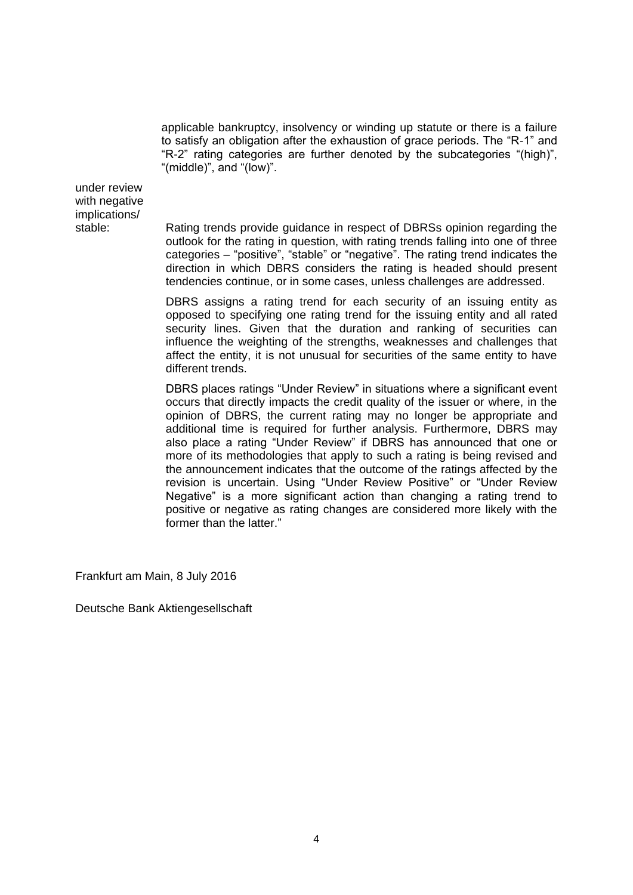applicable bankruptcy, insolvency or winding up statute or there is a failure to satisfy an obligation after the exhaustion of grace periods. The "R-1" and "R-2" rating categories are further denoted by the subcategories "(high)", "(middle)", and "(low)".

under review with negative implications/ stable:

Rating trends provide guidance in respect of DBRSs opinion regarding the outlook for the rating in question, with rating trends falling into one of three categories – "positive", "stable" or "negative". The rating trend indicates the direction in which DBRS considers the rating is headed should present tendencies continue, or in some cases, unless challenges are addressed.

DBRS assigns a rating trend for each security of an issuing entity as opposed to specifying one rating trend for the issuing entity and all rated security lines. Given that the duration and ranking of securities can influence the weighting of the strengths, weaknesses and challenges that affect the entity, it is not unusual for securities of the same entity to have different trends.

DBRS places ratings "Under Review" in situations where a significant event occurs that directly impacts the credit quality of the issuer or where, in the opinion of DBRS, the current rating may no longer be appropriate and additional time is required for further analysis. Furthermore, DBRS may also place a rating "Under Review" if DBRS has announced that one or more of its methodologies that apply to such a rating is being revised and the announcement indicates that the outcome of the ratings affected by the revision is uncertain. Using "Under Review Positive" or "Under Review Negative" is a more significant action than changing a rating trend to positive or negative as rating changes are considered more likely with the former than the latter."

Frankfurt am Main, 8 July 2016

Deutsche Bank Aktiengesellschaft